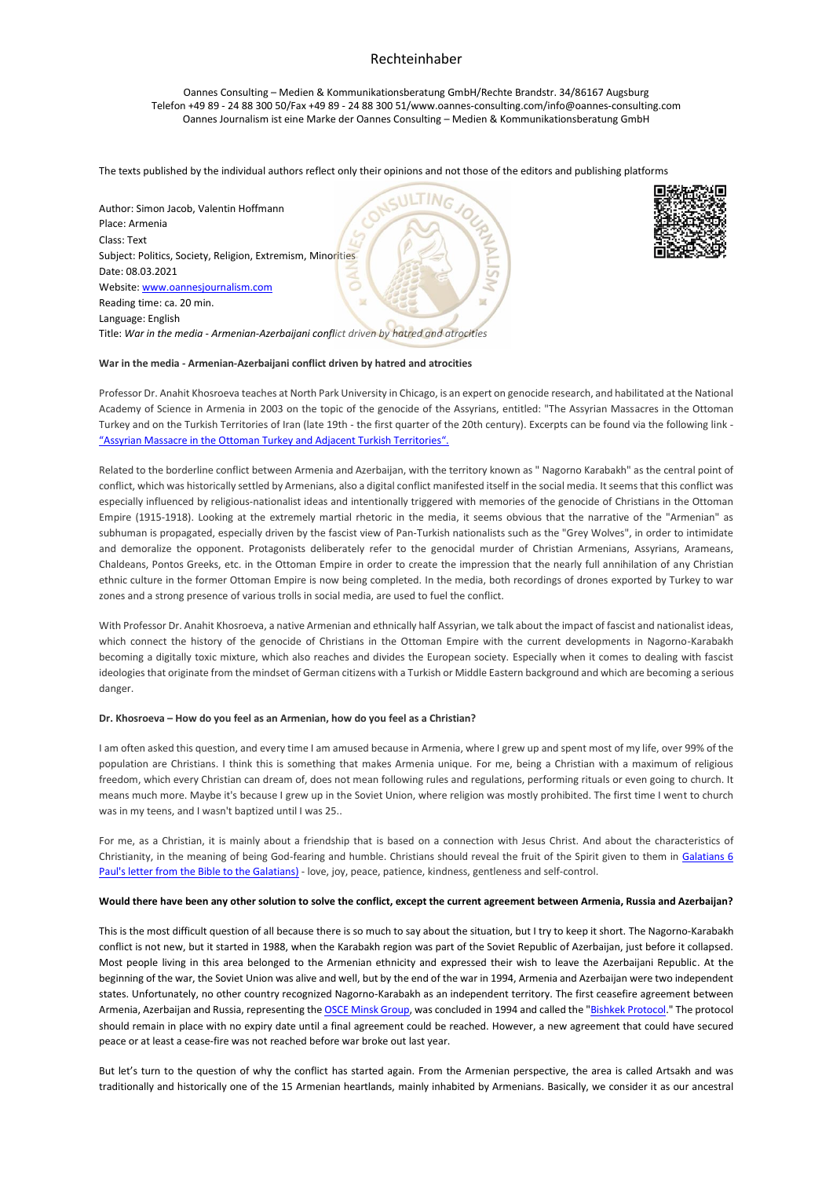# Rechteinhaber

Oannes Consulting – Medien & Kommunikationsberatung GmbH/Rechte Brandstr. 34/86167 Augsburg
Telefon +49 89 - 24 88 300 50/Fax +49 89 - 24 88 300 51/www.oannes-consulting.com/info@oannes-consulting.com
Oannes Journalism ist eine Marke der Oannes Consulting – Medien & Kommunikationsberatung GmbH

The texts published by the individual authors reflect only their opinions and not those of the editors and publishing platforms

Author: Simon Jacob, Valentin Hoffmann
Place: Armenia
Class: Text
Subject: Politics, Society, Religion, Extremism, Minorities
Date: 08.03.2021
Website: www.oannesjournalism.com
Reading time: ca. 20 min.
Language: English
Title: *War in the media - Armenian-Azerbaijani conflict driven by hatred and atrocities*

**War in the media - Armenian-Azerbaijani conflict driven by hatred and atrocities**

Professor Dr. Anahit Khosroeva teaches at North Park University in Chicago, is an expert on genocide research, and habilitated at the National Academy of Science in Armenia in 2003 on the topic of the genocide of the Assyrians, entitled: "The Assyrian Massacres in the Ottoman Turkey and on the Turkish Territories of Iran (late 19th - the first quarter of the 20th century). Excerpts can be found via the following link - "Assyrian Massacre in the Ottoman Turkey and Adjacent Turkish Territories".

Related to the borderline conflict between Armenia and Azerbaijan, with the territory known as " Nagorno Karabakh" as the central point of conflict, which was historically settled by Armenians, also a digital conflict manifested itself in the social media. It seems that this conflict was especially influenced by religious-nationalist ideas and intentionally triggered with memories of the genocide of Christians in the Ottoman Empire (1915-1918). Looking at the extremely martial rhetoric in the media, it seems obvious that the narrative of the "Armenian" as subhuman is propagated, especially driven by the fascist view of Pan-Turkish nationalists such as the "Grey Wolves", in order to intimidate and demoralize the opponent. Protagonists deliberately refer to the genocidal murder of Christian Armenians, Assyrians, Arameans, Chaldeans, Pontos Greeks, etc. in the Ottoman Empire in order to create the impression that the nearly full annihilation of any Christian ethnic culture in the former Ottoman Empire is now being completed. In the media, both recordings of drones exported by Turkey to war zones and a strong presence of various trolls in social media, are used to fuel the conflict.

With Professor Dr. Anahit Khosroeva, a native Armenian and ethnically half Assyrian, we talk about the impact of fascist and nationalist ideas, which connect the history of the genocide of Christians in the Ottoman Empire with the current developments in Nagorno-Karabakh becoming a digitally toxic mixture, which also reaches and divides the European society. Especially when it comes to dealing with fascist ideologies that originate from the mindset of German citizens with a Turkish or Middle Eastern background and which are becoming a serious danger.

**Dr. Khosroeva – How do you feel as an Armenian, how do you feel as a Christian?**

I am often asked this question, and every time I am amused because in Armenia, where I grew up and spent most of my life, over 99% of the population are Christians. I think this is something that makes Armenia unique. For me, being a Christian with a maximum of religious freedom, which every Christian can dream of, does not mean following rules and regulations, performing rituals or even going to church. It means much more. Maybe it's because I grew up in the Soviet Union, where religion was mostly prohibited. The first time I went to church was in my teens, and I wasn't baptized until I was 25..

For me, as a Christian, it is mainly about a friendship that is based on a connection with Jesus Christ. And about the characteristics of Christianity, in the meaning of being God-fearing and humble. Christians should reveal the fruit of the Spirit given to them in Galatians 6 Paul's letter from the Bible to the Galatians) - love, joy, peace, patience, kindness, gentleness and self-control.

**Would there have been any other solution to solve the conflict, except the current agreement between Armenia, Russia and Azerbaijan?**

This is the most difficult question of all because there is so much to say about the situation, but I try to keep it short. The Nagorno-Karabakh conflict is not new, but it started in 1988, when the Karabakh region was part of the Soviet Republic of Azerbaijan, just before it collapsed. Most people living in this area belonged to the Armenian ethnicity and expressed their wish to leave the Azerbaijani Republic. At the beginning of the war, the Soviet Union was alive and well, but by the end of the war in 1994, Armenia and Azerbaijan were two independent states. Unfortunately, no other country recognized Nagorno-Karabakh as an independent territory. The first ceasefire agreement between Armenia, Azerbaijan and Russia, representing the OSCE Minsk Group, was concluded in 1994 and called the "Bishkek Protocol." The protocol should remain in place with no expiry date until a final agreement could be reached. However, a new agreement that could have secured peace or at least a cease-fire was not reached before war broke out last year.

But let's turn to the question of why the conflict has started again. From the Armenian perspective, the area is called Artsakh and was traditionally and historically one of the 15 Armenian heartlands, mainly inhabited by Armenians. Basically, we consider it as our ancestral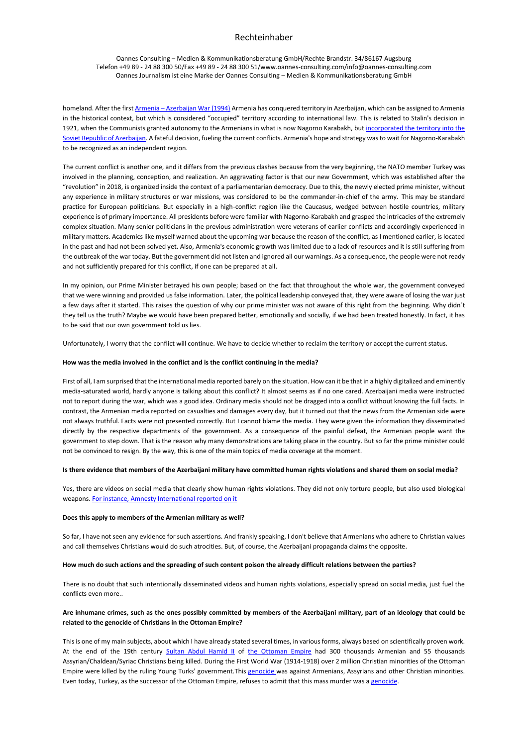homeland. After the first Armenia – Azerbaijan War (1994) Armenia has conquered territory in Azerbaijan, which can be assigned to Armenia in the historical context, but which is considered "occupied" territory according to international law. This is related to Stalin's decision in 1921, when the Communists granted autonomy to the Armenians in what is now Nagorno Karabakh, but incorporated the territory into the Soviet Republic of Azerbaijan. A fateful decision, fueling the current conflicts. Armenia's hope and strategy was to wait for Nagorno-Karabakh to be recognized as an independent region.

The current conflict is another one, and it differs from the previous clashes because from the very beginning, the NATO member Turkey was involved in the planning, conception, and realization. An aggravating factor is that our new Government, which was established after the "revolution" in 2018, is organized inside the context of a parliamentarian democracy. Due to this, the newly elected prime minister, without any experience in military structures or war missions, was considered to be the commander-in-chief of the army. This may be standard practice for European politicians. But especially in a high-conflict region like the Caucasus, wedged between hostile countries, military experience is of primary importance. All presidents before were familiar with Nagorno-Karabakh and grasped the intricacies of the extremely complex situation. Many senior politicians in the previous administration were veterans of earlier conflicts and accordingly experienced in military matters. Academics like myself warned about the upcoming war because the reason of the conflict, as I mentioned earlier, is located in the past and had not been solved yet. Also, Armenia's economic growth was limited due to a lack of resources and it is still suffering from the outbreak of the war today. But the government did not listen and ignored all our warnings. As a consequence, the people were not ready and not sufficiently prepared for this conflict, if one can be prepared at all.

In my opinion, our Prime Minister betrayed his own people; based on the fact that throughout the whole war, the government conveyed that we were winning and provided us false information. Later, the political leadership conveyed that, they were aware of losing the war just a few days after it started. This raises the question of why our prime minister was not aware of this right from the beginning. Why didn´t they tell us the truth? Maybe we would have been prepared better, emotionally and socially, if we had been treated honestly. In fact, it has to be said that our own government told us lies.

Unfortunately, I worry that the conflict will continue. We have to decide whether to reclaim the territory or accept the current status.

**How was the media involved in the conflict and is the conflict continuing in the media?**

First of all, I am surprised that the international media reported barely on the situation. How can it be that in a highly digitalized and eminently media-saturated world, hardly anyone is talking about this conflict? It almost seems as if no one cared. Azerbaijani media were instructed not to report during the war, which was a good idea. Ordinary media should not be dragged into a conflict without knowing the full facts. In contrast, the Armenian media reported on casualties and damages every day, but it turned out that the news from the Armenian side were not always truthful. Facts were not presented correctly. But I cannot blame the media. They were given the information they disseminated directly by the respective departments of the government. As a consequence of the painful defeat, the Armenian people want the government to step down. That is the reason why many demonstrations are taking place in the country. But so far the prime minister could not be convinced to resign. By the way, this is one of the main topics of media coverage at the moment.

**Is there evidence that members of the Azerbaijani military have committed human rights violations and shared them on social media?**

Yes, there are videos on social media that clearly show human rights violations. They did not only torture people, but also used biological weapons. For instance, Amnesty International reported on it

**Does this apply to members of the Armenian military as well?**

So far, I have not seen any evidence for such assertions. And frankly speaking, I don't believe that Armenians who adhere to Christian values and call themselves Christians would do such atrocities. But, of course, the Azerbaijani propaganda claims the opposite.

**How much do such actions and the spreading of such content poison the already difficult relations between the parties?**

There is no doubt that such intentionally disseminated videos and human rights violations, especially spread on social media, just fuel the conflicts even more..

**Are inhumane crimes, such as the ones possibly committed by members of the Azerbaijani military, part of an ideology that could be related to the genocide of Christians in the Ottoman Empire?**

This is one of my main subjects, about which I have already stated several times, in various forms, always based on scientifically proven work. At the end of the 19th century Sultan Abdul Hamid II of the Ottoman Empire had 300 thousands Armenian and 55 thousands Assyrian/Chaldean/Syriac Christians being killed. During the First World War (1914-1918) over 2 million Christian minorities of the Ottoman Empire were killed by the ruling Young Turks' government.This genocide was against Armenians, Assyrians and other Christian minorities. Even today, Turkey, as the successor of the Ottoman Empire, refuses to admit that this mass murder was a genocide.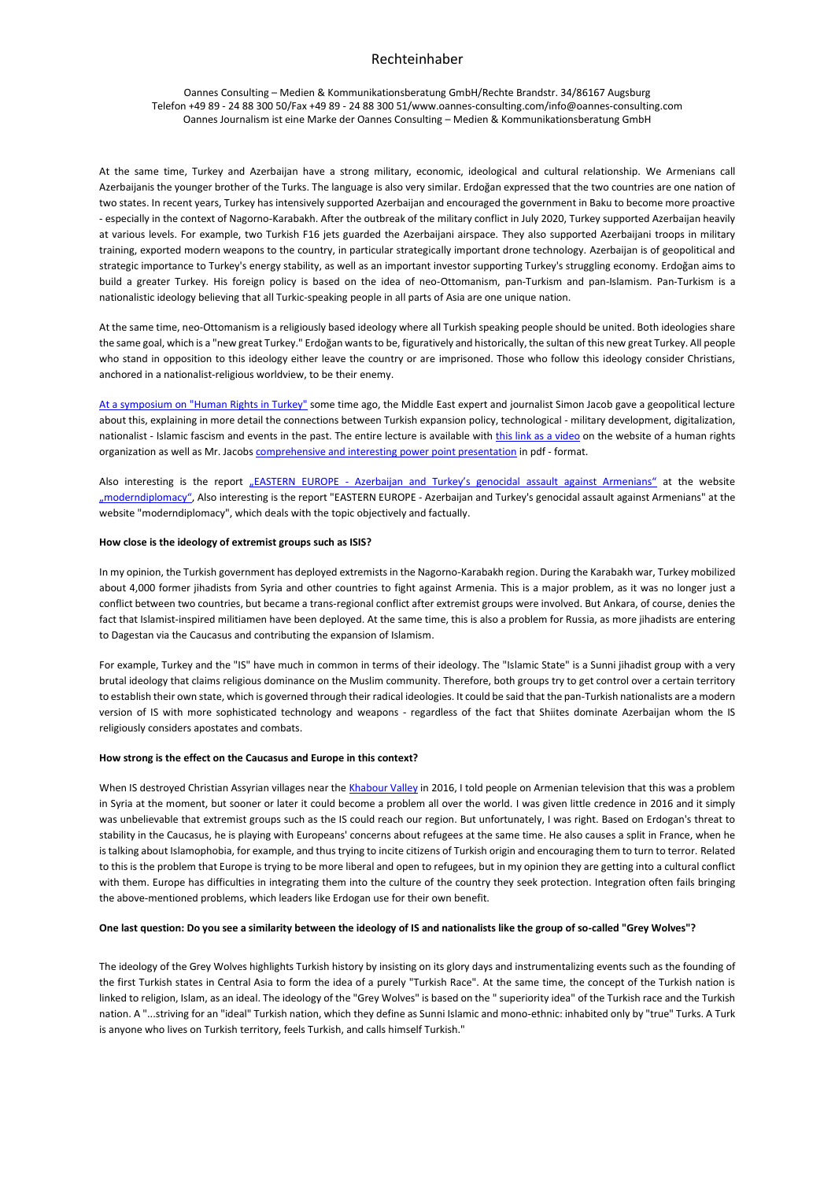At the same time, Turkey and Azerbaijan have a strong military, economic, ideological and cultural relationship. We Armenians call Azerbaijanis the younger brother of the Turks. The language is also very similar. Erdoğan expressed that the two countries are one nation of two states. In recent years, Turkey has intensively supported Azerbaijan and encouraged the government in Baku to become more proactive - especially in the context of Nagorno-Karabakh. After the outbreak of the military conflict in July 2020, Turkey supported Azerbaijan heavily at various levels. For example, two Turkish F16 jets guarded the Azerbaijani airspace. They also supported Azerbaijani troops in military training, exported modern weapons to the country, in particular strategically important drone technology. Azerbaijan is of geopolitical and strategic importance to Turkey's energy stability, as well as an important investor supporting Turkey's struggling economy. Erdoğan aims to build a greater Turkey. His foreign policy is based on the idea of neo-Ottomanism, pan-Turkism and pan-Islamism. Pan-Turkism is a nationalistic ideology believing that all Turkic-speaking people in all parts of Asia are one unique nation.

At the same time, neo-Ottomanism is a religiously based ideology where all Turkish speaking people should be united. Both ideologies share the same goal, which is a "new great Turkey." Erdoğan wants to be, figuratively and historically, the sultan of this new great Turkey. All people who stand in opposition to this ideology either leave the country or are imprisoned. Those who follow this ideology consider Christians, anchored in a nationalist-religious worldview, to be their enemy.

At a symposium on "Human Rights in Turkey" some time ago, the Middle East expert and journalist Simon Jacob gave a geopolitical lecture about this, explaining in more detail the connections between Turkish expansion policy, technological - military development, digitalization, nationalist - Islamic fascism and events in the past. The entire lecture is available with this link as a video on the website of a human rights organization as well as Mr. Jacobs comprehensive and interesting power point presentation in pdf - format.

Also interesting is the report „EASTERN EUROPE - Azerbaijan and Turkey's genocidal assault against Armenians" at the website „moderndiplomacy", Also interesting is the report "EASTERN EUROPE - Azerbaijan and Turkey's genocidal assault against Armenians" at the website "moderndiplomacy", which deals with the topic objectively and factually.

**How close is the ideology of extremist groups such as ISIS?**

In my opinion, the Turkish government has deployed extremists in the Nagorno-Karabakh region. During the Karabakh war, Turkey mobilized about 4,000 former jihadists from Syria and other countries to fight against Armenia. This is a major problem, as it was no longer just a conflict between two countries, but became a trans-regional conflict after extremist groups were involved. But Ankara, of course, denies the fact that Islamist-inspired militiamen have been deployed. At the same time, this is also a problem for Russia, as more jihadists are entering to Dagestan via the Caucasus and contributing the expansion of Islamism.

For example, Turkey and the "IS" have much in common in terms of their ideology. The "Islamic State" is a Sunni jihadist group with a very brutal ideology that claims religious dominance on the Muslim community. Therefore, both groups try to get control over a certain territory to establish their own state, which is governed through their radical ideologies. It could be said that the pan-Turkish nationalists are a modern version of IS with more sophisticated technology and weapons - regardless of the fact that Shiites dominate Azerbaijan whom the IS religiously considers apostates and combats.

**How strong is the effect on the Caucasus and Europe in this context?**

When IS destroyed Christian Assyrian villages near the Khabour Valley in 2016, I told people on Armenian television that this was a problem in Syria at the moment, but sooner or later it could become a problem all over the world. I was given little credence in 2016 and it simply was unbelievable that extremist groups such as the IS could reach our region. But unfortunately, I was right. Based on Erdogan's threat to stability in the Caucasus, he is playing with Europeans' concerns about refugees at the same time. He also causes a split in France, when he is talking about Islamophobia, for example, and thus trying to incite citizens of Turkish origin and encouraging them to turn to terror. Related to this is the problem that Europe is trying to be more liberal and open to refugees, but in my opinion they are getting into a cultural conflict with them. Europe has difficulties in integrating them into the culture of the country they seek protection. Integration often fails bringing the above-mentioned problems, which leaders like Erdogan use for their own benefit.

**One last question: Do you see a similarity between the ideology of IS and nationalists like the group of so-called "Grey Wolves"?**

The ideology of the Grey Wolves highlights Turkish history by insisting on its glory days and instrumentalizing events such as the founding of the first Turkish states in Central Asia to form the idea of a purely "Turkish Race". At the same time, the concept of the Turkish nation is linked to religion, Islam, as an ideal. The ideology of the "Grey Wolves" is based on the " superiority idea" of the Turkish race and the Turkish nation. A "...striving for an "ideal" Turkish nation, which they define as Sunni Islamic and mono-ethnic: inhabited only by "true" Turks. A Turk is anyone who lives on Turkish territory, feels Turkish, and calls himself Turkish."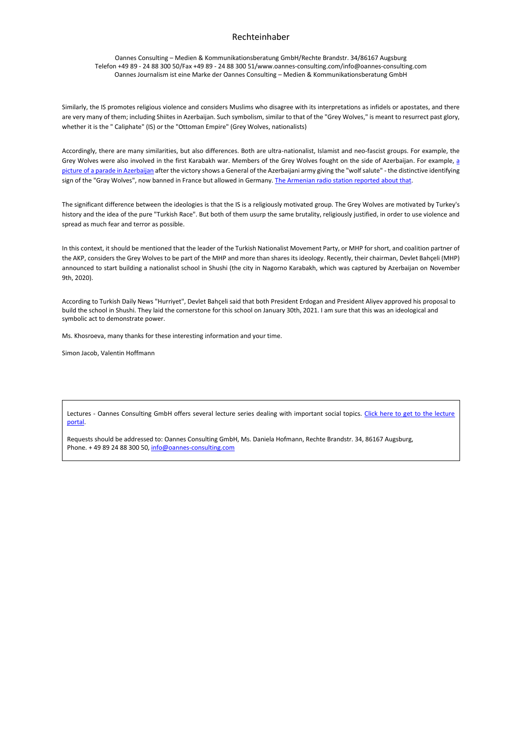Similarly, the IS promotes religious violence and considers Muslims who disagree with its interpretations as infidels or apostates, and there are very many of them; including Shiites in Azerbaijan. Such symbolism, similar to that of the "Grey Wolves," is meant to resurrect past glory, whether it is the " Caliphate" (IS) or the "Ottoman Empire" (Grey Wolves, nationalists)

Accordingly, there are many similarities, but also differences. Both are ultra-nationalist, Islamist and neo-fascist groups. For example, the Grey Wolves were also involved in the first Karabakh war. Members of the Grey Wolves fought on the side of Azerbaijan. For example, a picture of a parade in Azerbaijan after the victory shows a General of the Azerbaijani army giving the "wolf salute" - the distinctive identifying sign of the "Gray Wolves", now banned in France but allowed in Germany. The Armenian radio station reported about that.

The significant difference between the ideologies is that the IS is a religiously motivated group. The Grey Wolves are motivated by Turkey's history and the idea of the pure "Turkish Race". But both of them usurp the same brutality, religiously justified, in order to use violence and spread as much fear and terror as possible.

In this context, it should be mentioned that the leader of the Turkish Nationalist Movement Party, or MHP for short, and coalition partner of the AKP, considers the Grey Wolves to be part of the MHP and more than shares its ideology. Recently, their chairman, Devlet Bahçeli (MHP) announced to start building a nationalist school in Shushi (the city in Nagorno Karabakh, which was captured by Azerbaijan on November 9th, 2020).

According to Turkish Daily News "Hurriyet", Devlet Bahçeli said that both President Erdogan and President Aliyev approved his proposal to build the school in Shushi. They laid the cornerstone for this school on January 30th, 2021. I am sure that this was an ideological and symbolic act to demonstrate power.

Ms. Khosroeva, many thanks for these interesting information and your time.

Simon Jacob, Valentin Hoffmann

Lectures - Oannes Consulting GmbH offers several lecture series dealing with important social topics. Click here to get to the lecture portal.

Requests should be addressed to: Oannes Consulting GmbH, Ms. Daniela Hofmann, Rechte Brandstr. 34, 86167 Augsburg, Phone. + 49 89 24 88 300 50, info@oannes-consulting.com